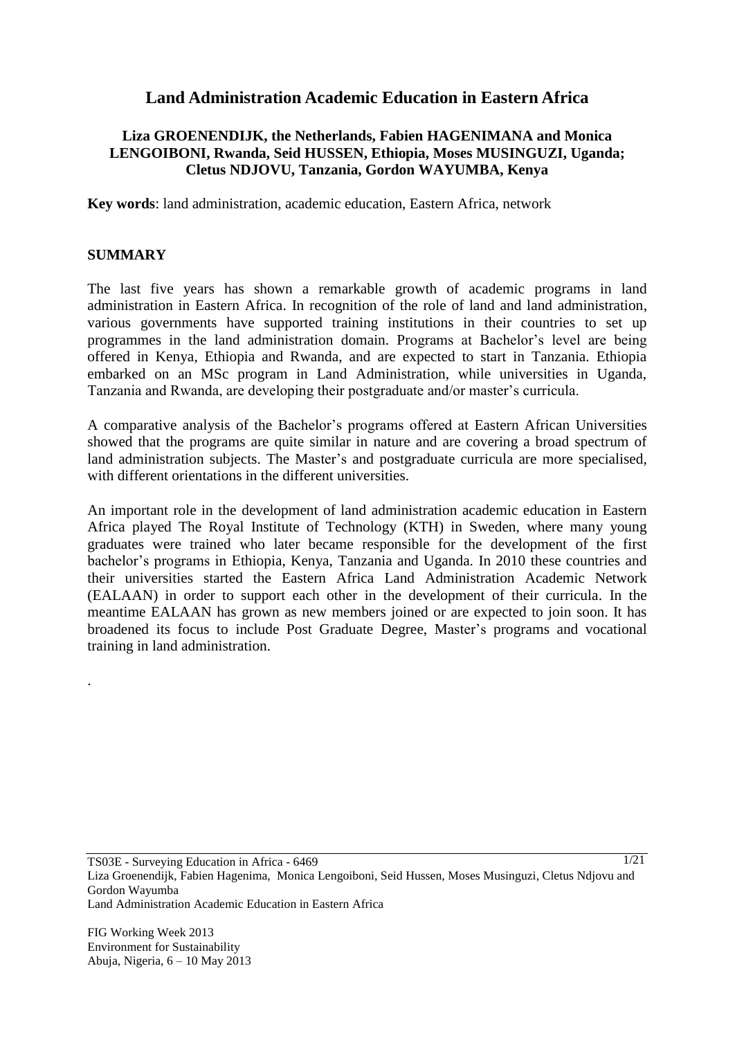# Land Administration Academic Education in Eastern Africa

**Liza GROENENDIJK, the Netherlands, Fabien HAGENIMANA and Monica LENGOIBONI, Rwanda, Seid HUSSEN, Ethiopia, Moses MUSINGUZI, Uganda; Cletus NDJOVU, Tanzania, Gordon WAYUMBA, Kenya**

**Key words**: land administration, academic education, Eastern Africa, network

## SUMMARY

The last five years has shown a remarkable growth of academic programs in land administration in Eastern Africa. In recognition of the role of land and land administration, various governments have supported training institutions in their countries to set up programmes in the land administration domain. Programs at Bachelor's level are being offered in Kenya, Ethiopia and Rwanda, and are expected to start in Tanzania. Ethiopia embarked on an MSc program in Land Administration, while universities in Uganda, Tanzania and Rwanda, are developing their postgraduate and/or master's curricula.

A comparative analysis of the Bachelor's programs offered at Eastern African Universities showed that the programs are quite similar in nature and are covering a broad spectrum of land administration subjects. The Master's and postgraduate curricula are more specialised, with different orientations in the different universities.

An important role in the development of land administration academic education in Eastern Africa played The Royal Institute of Technology (KTH) in Sweden, where many young graduates were trained who later became responsible for the development of the first bachelor's programs in Ethiopia, Kenya, Tanzania and Uganda. In 2010 these countries and their universities started the Eastern Africa Land Administration Academic Network (EALAAN) in order to support each other in the development of their curricula. In the meantime EALAAN has grown as new members joined or are expected to join soon. It has broadened its focus to include Post Graduate Degree, Master's programs and vocational training in land administration.

.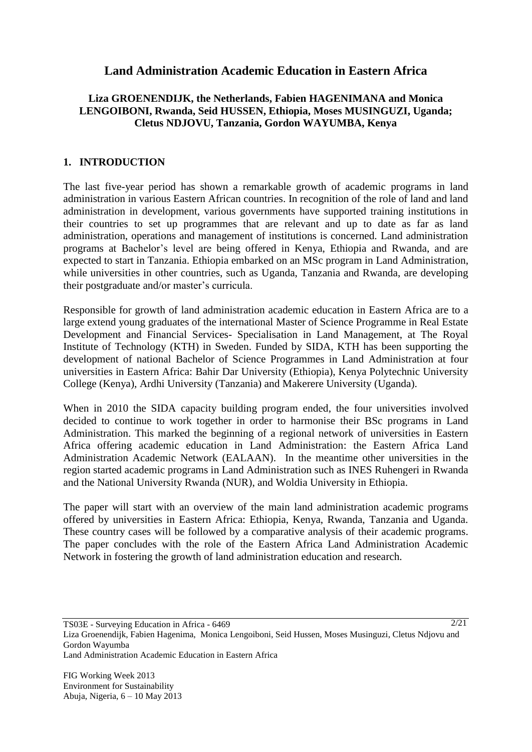# Land Administration Academic Education in Eastern Africa

**Liza GROENENDIJK, the Netherlands, Fabien HAGENIMANA and Monica LENGOIBONI, Rwanda, Seid HUSSEN, Ethiopia, Moses MUSINGUZI, Uganda; Cletus NDJOVU, Tanzania, Gordon WAYUMBA, Kenya**

## 1. INTRODUCTION

The last five-year period has shown a remarkable growth of academic programs in land administration in various Eastern African countries. In recognition of the role of land and land administration in development, various governments have supported training institutions in their countries to set up programmes that are relevant and up to date as far as land administration, operations and management of institutions is concerned. Land administration programs at Bachelor's level are being offered in Kenya, Ethiopia and Rwanda, and are expected to start in Tanzania. Ethiopia embarked on an MSc program in Land Administration, while universities in other countries, such as Uganda, Tanzania and Rwanda, are developing their postgraduate and/or master's curricula.

Responsible for growth of land administration academic education in Eastern Africa are to a large extend young graduates of the international Master of Science Programme in Real Estate Development and Financial Services- Specialisation in Land Management, at The Royal Institute of Technology (KTH) in Sweden. Funded by SIDA, KTH has been supporting the development of national Bachelor of Science Programmes in Land Administration at four universities in Eastern Africa: Bahir Dar University (Ethiopia), Kenya Polytechnic University College (Kenya), Ardhi University (Tanzania) and Makerere University (Uganda).

When in 2010 the SIDA capacity building program ended, the four universities involved decided to continue to work together in order to harmonise their BSc programs in Land Administration. This marked the beginning of a regional network of universities in Eastern Africa offering academic education in Land Administration: the Eastern Africa Land Administration Academic Network (EALAAN). In the meantime other universities in the region started academic programs in Land Administration such as INES Ruhengeri in Rwanda and the National University Rwanda (NUR), and Woldia University in Ethiopia.

The paper will start with an overview of the main land administration academic programs offered by universities in Eastern Africa: Ethiopia, Kenya, Rwanda, Tanzania and Uganda. These country cases will be followed by a comparative analysis of their academic programs. The paper concludes with the role of the Eastern Africa Land Administration Academic Network in fostering the growth of land administration education and research.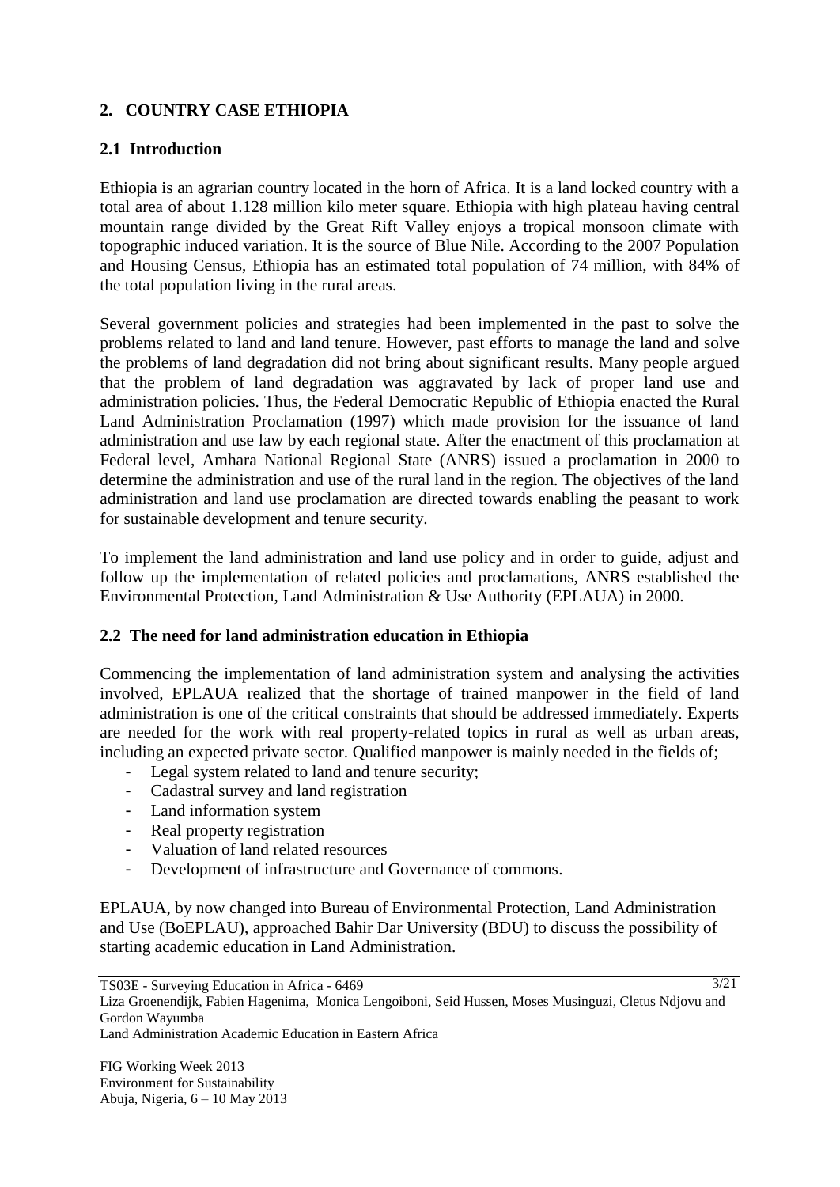## 2. COUNTRY CASE ETHIOPIA

### 2.1 Introduction

Ethiopia is an agrarian country located in the horn of Africa. It is a land locked country with a total area of about 1.128 million kilo meter square. Ethiopia with high plateau having central mountain range divided by the Great Rift Valley enjoys a tropical monsoon climate with topographic induced variation. It is the source of Blue Nile. According to the 2007 Population and Housing Census, Ethiopia has an estimated total population of 74 million, with 84% of the total population living in the rural areas.

Several government policies and strategies had been implemented in the past to solve the problems related to land and land tenure. However, past efforts to manage the land and solve the problems of land degradation did not bring about significant results. Many people argued that the problem of land degradation was aggravated by lack of proper land use and administration policies. Thus, the Federal Democratic Republic of Ethiopia enacted the Rural Land Administration Proclamation (1997) which made provision for the issuance of land administration and use law by each regional state. After the enactment of this proclamation at Federal level, Amhara National Regional State (ANRS) issued a proclamation in 2000 to determine the administration and use of the rural land in the region. The objectives of the land administration and land use proclamation are directed towards enabling the peasant to work for sustainable development and tenure security.

To implement the land administration and land use policy and in order to guide, adjust and follow up the implementation of related policies and proclamations, ANRS established the Environmental Protection, Land Administration & Use Authority (EPLAUA) in 2000.

### 2.2 The need for land administration education in Ethiopia

Commencing the implementation of land administration system and analysing the activities involved, EPLAUA realized that the shortage of trained manpower in the field of land administration is one of the critical constraints that should be addressed immediately. Experts are needed for the work with real property-related topics in rural as well as urban areas, including an expected private sector. Qualified manpower is mainly needed in the fields of;

- Legal system related to land and tenure security;
- Cadastral survey and land registration
- Land information system
- Real property registration
- Valuation of land related resources
- Development of infrastructure and Governance of commons.

EPLAUA, by now changed into Bureau of Environmental Protection, Land Administration and Use (BoEPLAU), approached Bahir Dar University (BDU) to discuss the possibility of starting academic education in Land Administration.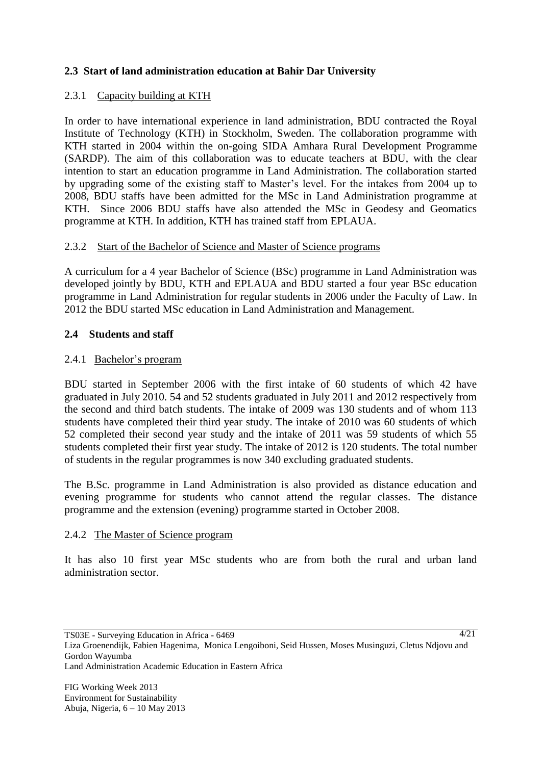### 2.3 Start of land administration education at Bahir Dar University

#### 2.3.1 Capacity building at KTH

In order to have international experience in land administration, BDU contracted the Royal Institute of Technology (KTH) in Stockholm, Sweden. The collaboration programme with KTH started in 2004 within the on-going SIDA Amhara Rural Development Programme (SARDP). The aim of this collaboration was to educate teachers at BDU, with the clear intention to start an education programme in Land Administration. The collaboration started by upgrading some of the existing staff to Master's level. For the intakes from 2004 up to 2008, BDU staffs have been admitted for the MSc in Land Administration programme at KTH. Since 2006 BDU staffs have also attended the MSc in Geodesy and Geomatics programme at KTH. In addition, KTH has trained staff from EPLAUA.

#### 2.3.2 Start of the Bachelor of Science and Master of Science programs

A curriculum for a 4 year Bachelor of Science (BSc) programme in Land Administration was developed jointly by BDU, KTH and EPLAUA and BDU started a four year BSc education programme in Land Administration for regular students in 2006 under the Faculty of Law. In 2012 the BDU started MSc education in Land Administration and Management.

### 2.4 Students and staff

#### 2.4.1 Bachelor's program

BDU started in September 2006 with the first intake of 60 students of which 42 have graduated in July 2010. 54 and 52 students graduated in July 2011 and 2012 respectively from the second and third batch students. The intake of 2009 was 130 students and of whom 113 students have completed their third year study. The intake of 2010 was 60 students of which 52 completed their second year study and the intake of 2011 was 59 students of which 55 students completed their first year study. The intake of 2012 is 120 students. The total number of students in the regular programmes is now 340 excluding graduated students.

The B.Sc. programme in Land Administration is also provided as distance education and evening programme for students who cannot attend the regular classes. The distance programme and the extension (evening) programme started in October 2008.

#### 2.4.2 The Master of Science program

It has also 10 first year MSc students who are from both the rural and urban land administration sector.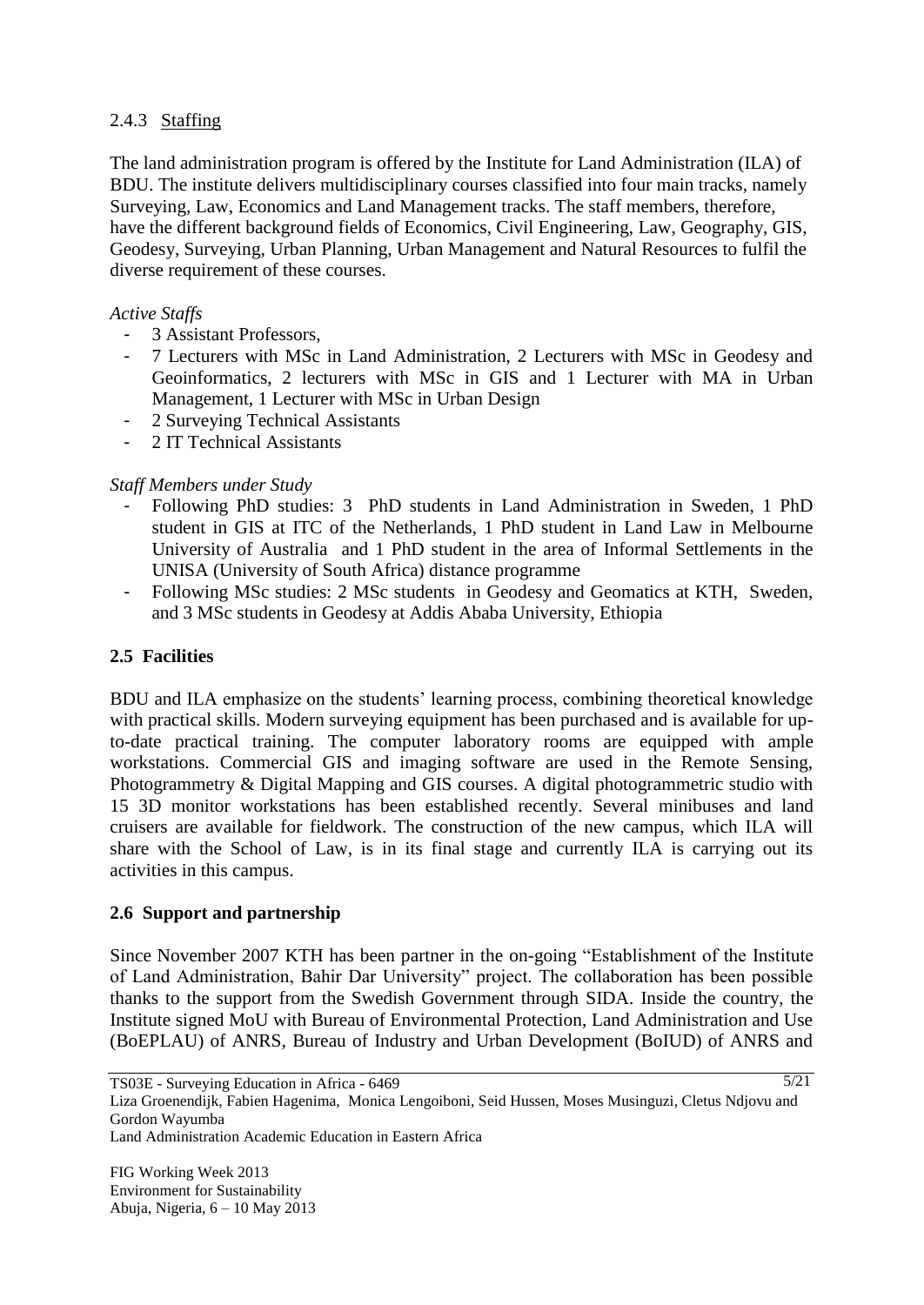#### 2.4.3 Staffing

The land administration program is offered by the Institute for Land Administration (ILA) of BDU. The institute delivers multidisciplinary courses classified into four main tracks, namely Surveying, Law, Economics and Land Management tracks. The staff members, therefore, have the different background fields of Economics, Civil Engineering, Law, Geography, GIS, Geodesy, Surveying, Urban Planning, Urban Management and Natural Resources to fulfil the diverse requirement of these courses.

*Active Staffs*

- 3 Assistant Professors,
- 7 Lecturers with MSc in Land Administration, 2 Lecturers with MSc in Geodesy and Geoinformatics, 2 lecturers with MSc in GIS and 1 Lecturer with MA in Urban Management, 1 Lecturer with MSc in Urban Design
- 2 Surveying Technical Assistants
- 2 IT Technical Assistants

*Staff Members under Study*

- Following PhD studies: 3 PhD students in Land Administration in Sweden, 1 PhD student in GIS at ITC of the Netherlands, 1 PhD student in Land Law in Melbourne University of Australia and 1 PhD student in the area of Informal Settlements in the UNISA (University of South Africa) distance programme
- Following MSc studies: 2 MSc students in Geodesy and Geomatics at KTH, Sweden, and 3 MSc students in Geodesy at Addis Ababa University, Ethiopia

### 2.5 Facilities

BDU and ILA emphasize on the students' learning process, combining theoretical knowledge with practical skills. Modern surveying equipment has been purchased and is available for up-to-date practical training. The computer laboratory rooms are equipped with ample workstations. Commercial GIS and imaging software are used in the Remote Sensing, Photogrammetry & Digital Mapping and GIS courses. A digital photogrammetric studio with 15 3D monitor workstations has been established recently. Several minibuses and land cruisers are available for fieldwork. The construction of the new campus, which ILA will share with the School of Law, is in its final stage and currently ILA is carrying out its activities in this campus.

### 2.6 Support and partnership

Since November 2007 KTH has been partner in the on-going "Establishment of the Institute of Land Administration, Bahir Dar University" project. The collaboration has been possible thanks to the support from the Swedish Government through SIDA. Inside the country, the Institute signed MoU with Bureau of Environmental Protection, Land Administration and Use (BoEPLAU) of ANRS, Bureau of Industry and Urban Development (BoIUD) of ANRS and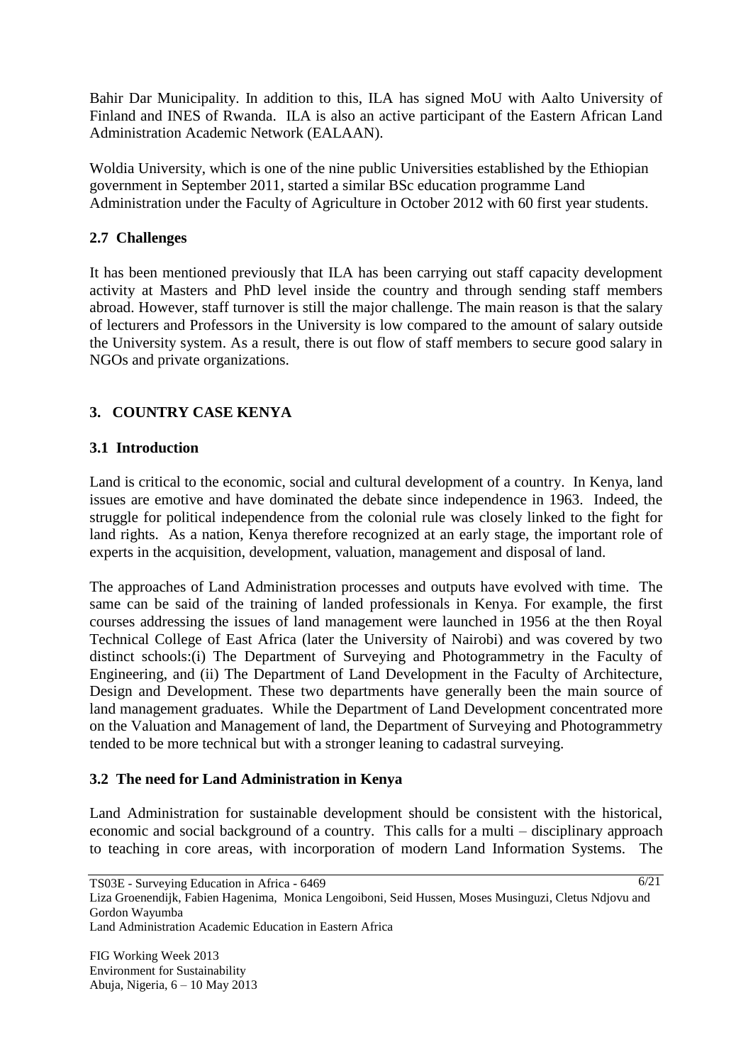Bahir Dar Municipality. In addition to this, ILA has signed MoU with Aalto University of Finland and INES of Rwanda. ILA is also an active participant of the Eastern African Land Administration Academic Network (EALAAN).

Woldia University, which is one of the nine public Universities established by the Ethiopian government in September 2011, started a similar BSc education programme Land Administration under the Faculty of Agriculture in October 2012 with 60 first year students.

### 2.7 Challenges

It has been mentioned previously that ILA has been carrying out staff capacity development activity at Masters and PhD level inside the country and through sending staff members abroad. However, staff turnover is still the major challenge. The main reason is that the salary of lecturers and Professors in the University is low compared to the amount of salary outside the University system. As a result, there is out flow of staff members to secure good salary in NGOs and private organizations.

## 3. COUNTRY CASE KENYA

### 3.1 Introduction

Land is critical to the economic, social and cultural development of a country. In Kenya, land issues are emotive and have dominated the debate since independence in 1963. Indeed, the struggle for political independence from the colonial rule was closely linked to the fight for land rights. As a nation, Kenya therefore recognized at an early stage, the important role of experts in the acquisition, development, valuation, management and disposal of land.

The approaches of Land Administration processes and outputs have evolved with time. The same can be said of the training of landed professionals in Kenya. For example, the first courses addressing the issues of land management were launched in 1956 at the then Royal Technical College of East Africa (later the University of Nairobi) and was covered by two distinct schools:(i) The Department of Surveying and Photogrammetry in the Faculty of Engineering, and (ii) The Department of Land Development in the Faculty of Architecture, Design and Development. These two departments have generally been the main source of land management graduates. While the Department of Land Development concentrated more on the Valuation and Management of land, the Department of Surveying and Photogrammetry tended to be more technical but with a stronger leaning to cadastral surveying.

### 3.2 The need for Land Administration in Kenya

Land Administration for sustainable development should be consistent with the historical, economic and social background of a country. This calls for a multi – disciplinary approach to teaching in core areas, with incorporation of modern Land Information Systems. The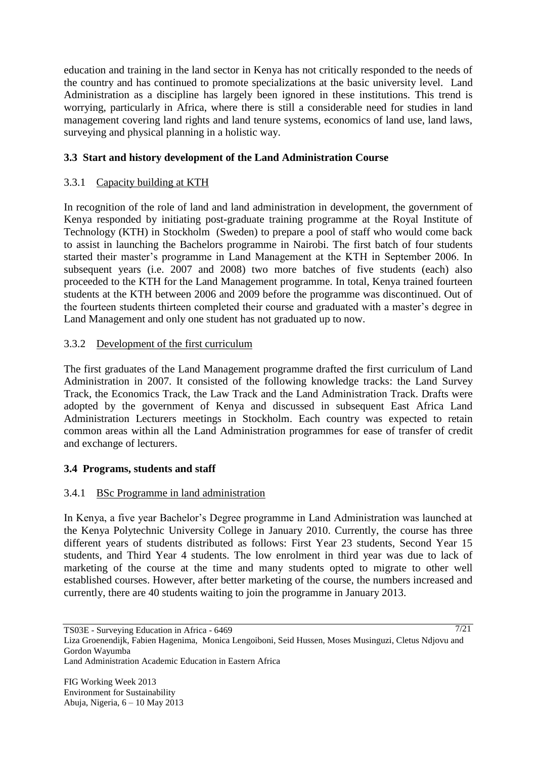education and training in the land sector in Kenya has not critically responded to the needs of the country and has continued to promote specializations at the basic university level. Land Administration as a discipline has largely been ignored in these institutions. This trend is worrying, particularly in Africa, where there is still a considerable need for studies in land management covering land rights and land tenure systems, economics of land use, land laws, surveying and physical planning in a holistic way.

### 3.3 Start and history development of the Land Administration Course

#### 3.3.1 Capacity building at KTH

In recognition of the role of land and land administration in development, the government of Kenya responded by initiating post-graduate training programme at the Royal Institute of Technology (KTH) in Stockholm (Sweden) to prepare a pool of staff who would come back to assist in launching the Bachelors programme in Nairobi. The first batch of four students started their master's programme in Land Management at the KTH in September 2006. In subsequent years (i.e. 2007 and 2008) two more batches of five students (each) also proceeded to the KTH for the Land Management programme. In total, Kenya trained fourteen students at the KTH between 2006 and 2009 before the programme was discontinued. Out of the fourteen students thirteen completed their course and graduated with a master's degree in Land Management and only one student has not graduated up to now.

#### 3.3.2 Development of the first curriculum

The first graduates of the Land Management programme drafted the first curriculum of Land Administration in 2007. It consisted of the following knowledge tracks: the Land Survey Track, the Economics Track, the Law Track and the Land Administration Track. Drafts were adopted by the government of Kenya and discussed in subsequent East Africa Land Administration Lecturers meetings in Stockholm. Each country was expected to retain common areas within all the Land Administration programmes for ease of transfer of credit and exchange of lecturers.

### 3.4 Programs, students and staff

#### 3.4.1 BSc Programme in land administration

In Kenya, a five year Bachelor's Degree programme in Land Administration was launched at the Kenya Polytechnic University College in January 2010. Currently, the course has three different years of students distributed as follows: First Year 23 students, Second Year 15 students, and Third Year 4 students. The low enrolment in third year was due to lack of marketing of the course at the time and many students opted to migrate to other well established courses. However, after better marketing of the course, the numbers increased and currently, there are 40 students waiting to join the programme in January 2013.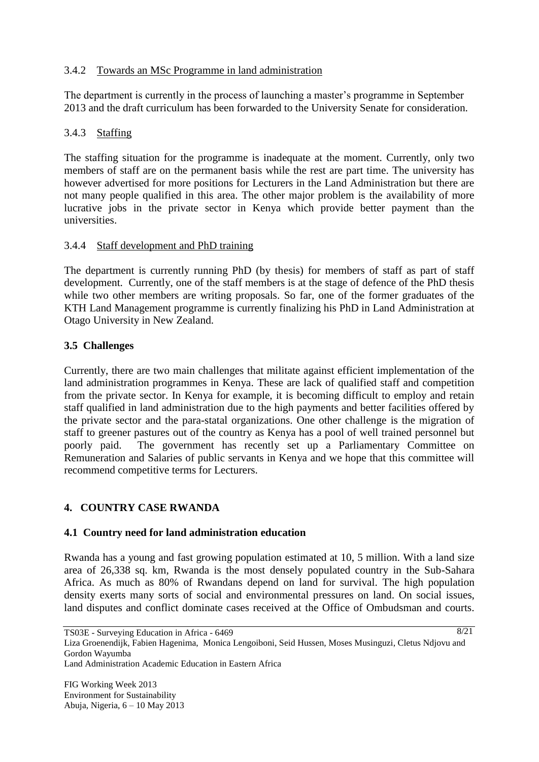#### 3.4.2 Towards an MSc Programme in land administration

The department is currently in the process of launching a master's programme in September 2013 and the draft curriculum has been forwarded to the University Senate for consideration.

#### 3.4.3 Staffing

The staffing situation for the programme is inadequate at the moment. Currently, only two members of staff are on the permanent basis while the rest are part time. The university has however advertised for more positions for Lecturers in the Land Administration but there are not many people qualified in this area. The other major problem is the availability of more lucrative jobs in the private sector in Kenya which provide better payment than the universities.

#### 3.4.4 Staff development and PhD training

The department is currently running PhD (by thesis) for members of staff as part of staff development. Currently, one of the staff members is at the stage of defence of the PhD thesis while two other members are writing proposals. So far, one of the former graduates of the KTH Land Management programme is currently finalizing his PhD in Land Administration at Otago University in New Zealand.

### 3.5 Challenges

Currently, there are two main challenges that militate against efficient implementation of the land administration programmes in Kenya. These are lack of qualified staff and competition from the private sector. In Kenya for example, it is becoming difficult to employ and retain staff qualified in land administration due to the high payments and better facilities offered by the private sector and the para-statal organizations. One other challenge is the migration of staff to greener pastures out of the country as Kenya has a pool of well trained personnel but poorly paid. The government has recently set up a Parliamentary Committee on Remuneration and Salaries of public servants in Kenya and we hope that this committee will recommend competitive terms for Lecturers.

## 4. COUNTRY CASE RWANDA

### 4.1 Country need for land administration education

Rwanda has a young and fast growing population estimated at 10, 5 million. With a land size area of 26,338 sq. km, Rwanda is the most densely populated country in the Sub-Sahara Africa. As much as 80% of Rwandans depend on land for survival. The high population density exerts many sorts of social and environmental pressures on land. On social issues, land disputes and conflict dominate cases received at the Office of Ombudsman and courts.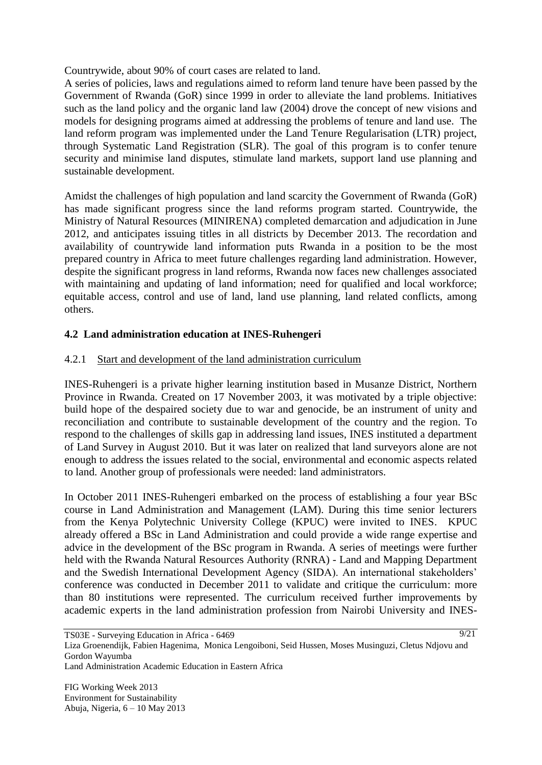Countrywide, about 90% of court cases are related to land.

A series of policies, laws and regulations aimed to reform land tenure have been passed by the Government of Rwanda (GoR) since 1999 in order to alleviate the land problems. Initiatives such as the land policy and the organic land law (2004) drove the concept of new visions and models for designing programs aimed at addressing the problems of tenure and land use. The land reform program was implemented under the Land Tenure Regularisation (LTR) project, through Systematic Land Registration (SLR). The goal of this program is to confer tenure security and minimise land disputes, stimulate land markets, support land use planning and sustainable development.

Amidst the challenges of high population and land scarcity the Government of Rwanda (GoR) has made significant progress since the land reforms program started. Countrywide, the Ministry of Natural Resources (MINIRENA) completed demarcation and adjudication in June 2012, and anticipates issuing titles in all districts by December 2013. The recordation and availability of countrywide land information puts Rwanda in a position to be the most prepared country in Africa to meet future challenges regarding land administration. However, despite the significant progress in land reforms, Rwanda now faces new challenges associated with maintaining and updating of land information; need for qualified and local workforce; equitable access, control and use of land, land use planning, land related conflicts, among others.

## 4.2 Land administration education at INES-Ruhengeri

### 4.2.1 Start and development of the land administration curriculum

INES-Ruhengeri is a private higher learning institution based in Musanze District, Northern Province in Rwanda. Created on 17 November 2003, it was motivated by a triple objective: build hope of the despaired society due to war and genocide, be an instrument of unity and reconciliation and contribute to sustainable development of the country and the region. To respond to the challenges of skills gap in addressing land issues, INES instituted a department of Land Survey in August 2010. But it was later on realized that land surveyors alone are not enough to address the issues related to the social, environmental and economic aspects related to land. Another group of professionals were needed: land administrators.

In October 2011 INES-Ruhengeri embarked on the process of establishing a four year BSc course in Land Administration and Management (LAM). During this time senior lecturers from the Kenya Polytechnic University College (KPUC) were invited to INES. KPUC already offered a BSc in Land Administration and could provide a wide range expertise and advice in the development of the BSc program in Rwanda. A series of meetings were further held with the Rwanda Natural Resources Authority (RNRA) - Land and Mapping Department and the Swedish International Development Agency (SIDA). An international stakeholders' conference was conducted in December 2011 to validate and critique the curriculum: more than 80 institutions were represented. The curriculum received further improvements by academic experts in the land administration profession from Nairobi University and INES-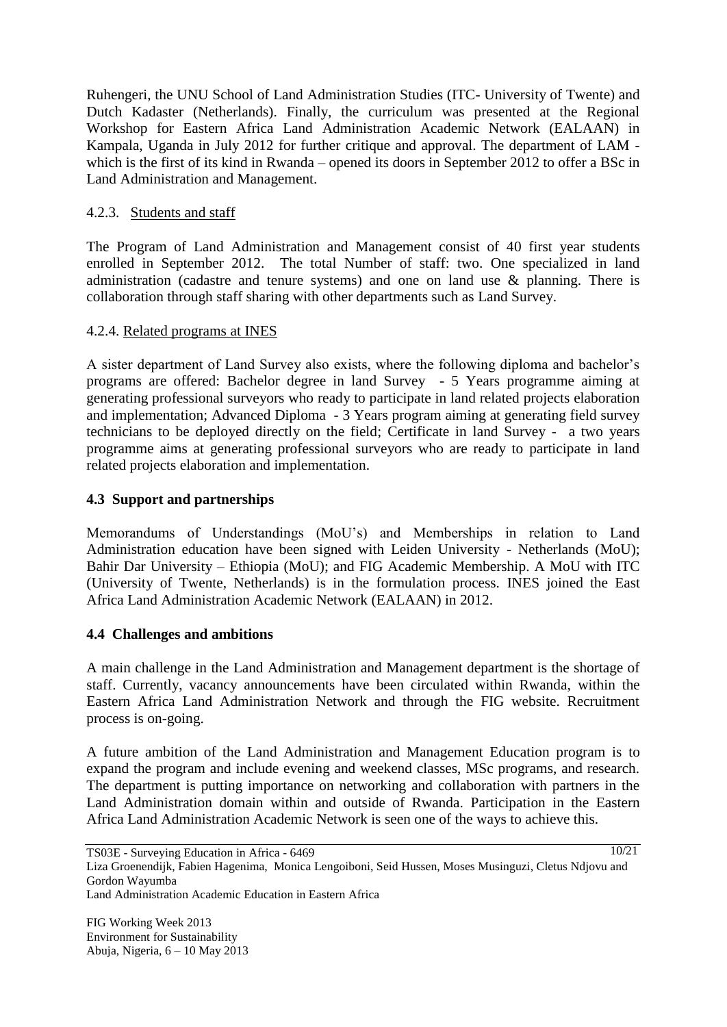Ruhengeri, the UNU School of Land Administration Studies (ITC- University of Twente) and Dutch Kadaster (Netherlands). Finally, the curriculum was presented at the Regional Workshop for Eastern Africa Land Administration Academic Network (EALAAN) in Kampala, Uganda in July 2012 for further critique and approval. The department of LAM - which is the first of its kind in Rwanda – opened its doors in September 2012 to offer a BSc in Land Administration and Management.

#### 4.2.3. Students and staff

The Program of Land Administration and Management consist of 40 first year students enrolled in September 2012. The total Number of staff: two. One specialized in land administration (cadastre and tenure systems) and one on land use & planning. There is collaboration through staff sharing with other departments such as Land Survey.

#### 4.2.4. Related programs at INES

A sister department of Land Survey also exists, where the following diploma and bachelor's programs are offered: Bachelor degree in land Survey - 5 Years programme aiming at generating professional surveyors who ready to participate in land related projects elaboration and implementation; Advanced Diploma - 3 Years program aiming at generating field survey technicians to be deployed directly on the field; Certificate in land Survey - a two years programme aims at generating professional surveyors who are ready to participate in land related projects elaboration and implementation.

### 4.3 Support and partnerships

Memorandums of Understandings (MoU's) and Memberships in relation to Land Administration education have been signed with Leiden University - Netherlands (MoU); Bahir Dar University – Ethiopia (MoU); and FIG Academic Membership. A MoU with ITC (University of Twente, Netherlands) is in the formulation process. INES joined the East Africa Land Administration Academic Network (EALAAN) in 2012.

### 4.4 Challenges and ambitions

A main challenge in the Land Administration and Management department is the shortage of staff. Currently, vacancy announcements have been circulated within Rwanda, within the Eastern Africa Land Administration Network and through the FIG website. Recruitment process is on-going.

A future ambition of the Land Administration and Management Education program is to expand the program and include evening and weekend classes, MSc programs, and research. The department is putting importance on networking and collaboration with partners in the Land Administration domain within and outside of Rwanda. Participation in the Eastern Africa Land Administration Academic Network is seen one of the ways to achieve this.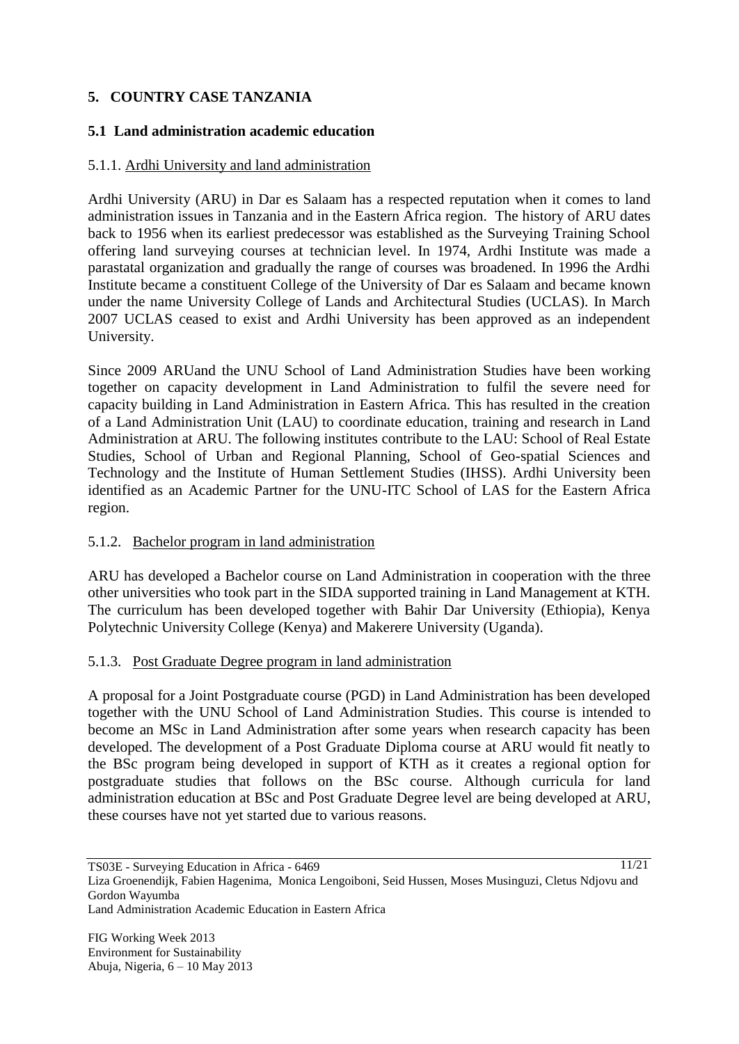# 5. COUNTRY CASE TANZANIA

## 5.1 Land administration academic education

### 5.1.1. Ardhi University and land administration

Ardhi University (ARU) in Dar es Salaam has a respected reputation when it comes to land administration issues in Tanzania and in the Eastern Africa region. The history of ARU dates back to 1956 when its earliest predecessor was established as the Surveying Training School offering land surveying courses at technician level. In 1974, Ardhi Institute was made a parastatal organization and gradually the range of courses was broadened. In 1996 the Ardhi Institute became a constituent College of the University of Dar es Salaam and became known under the name University College of Lands and Architectural Studies (UCLAS). In March 2007 UCLAS ceased to exist and Ardhi University has been approved as an independent University.

Since 2009 ARUand the UNU School of Land Administration Studies have been working together on capacity development in Land Administration to fulfil the severe need for capacity building in Land Administration in Eastern Africa. This has resulted in the creation of a Land Administration Unit (LAU) to coordinate education, training and research in Land Administration at ARU. The following institutes contribute to the LAU: School of Real Estate Studies, School of Urban and Regional Planning, School of Geo-spatial Sciences and Technology and the Institute of Human Settlement Studies (IHSS). Ardhi University been identified as an Academic Partner for the UNU-ITC School of LAS for the Eastern Africa region.

### 5.1.2. Bachelor program in land administration

ARU has developed a Bachelor course on Land Administration in cooperation with the three other universities who took part in the SIDA supported training in Land Management at KTH. The curriculum has been developed together with Bahir Dar University (Ethiopia), Kenya Polytechnic University College (Kenya) and Makerere University (Uganda).

### 5.1.3. Post Graduate Degree program in land administration

A proposal for a Joint Postgraduate course (PGD) in Land Administration has been developed together with the UNU School of Land Administration Studies. This course is intended to become an MSc in Land Administration after some years when research capacity has been developed. The development of a Post Graduate Diploma course at ARU would fit neatly to the BSc program being developed in support of KTH as it creates a regional option for postgraduate studies that follows on the BSc course. Although curricula for land administration education at BSc and Post Graduate Degree level are being developed at ARU, these courses have not yet started due to various reasons.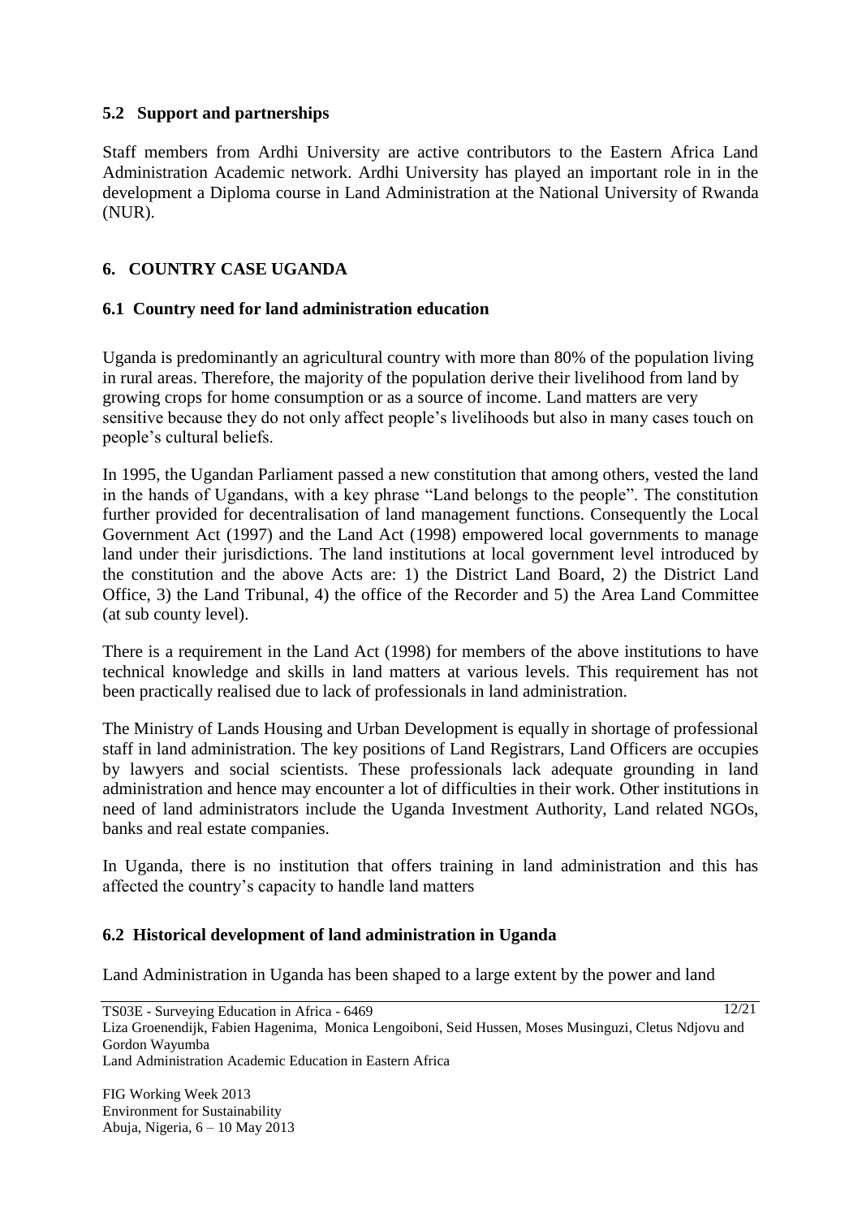### 5.2 Support and partnerships

Staff members from Ardhi University are active contributors to the Eastern Africa Land Administration Academic network. Ardhi University has played an important role in in the development a Diploma course in Land Administration at the National University of Rwanda (NUR).

## 6. COUNTRY CASE UGANDA

### 6.1 Country need for land administration education

Uganda is predominantly an agricultural country with more than 80% of the population living in rural areas. Therefore, the majority of the population derive their livelihood from land by growing crops for home consumption or as a source of income. Land matters are very sensitive because they do not only affect people's livelihoods but also in many cases touch on people's cultural beliefs.

In 1995, the Ugandan Parliament passed a new constitution that among others, vested the land in the hands of Ugandans, with a key phrase "Land belongs to the people". The constitution further provided for decentralisation of land management functions. Consequently the Local Government Act (1997) and the Land Act (1998) empowered local governments to manage land under their jurisdictions. The land institutions at local government level introduced by the constitution and the above Acts are: 1) the District Land Board, 2) the District Land Office, 3) the Land Tribunal, 4) the office of the Recorder and 5) the Area Land Committee (at sub county level).

There is a requirement in the Land Act (1998) for members of the above institutions to have technical knowledge and skills in land matters at various levels. This requirement has not been practically realised due to lack of professionals in land administration.

The Ministry of Lands Housing and Urban Development is equally in shortage of professional staff in land administration. The key positions of Land Registrars, Land Officers are occupies by lawyers and social scientists. These professionals lack adequate grounding in land administration and hence may encounter a lot of difficulties in their work. Other institutions in need of land administrators include the Uganda Investment Authority, Land related NGOs, banks and real estate companies.

In Uganda, there is no institution that offers training in land administration and this has affected the country's capacity to handle land matters

### 6.2 Historical development of land administration in Uganda

Land Administration in Uganda has been shaped to a large extent by the power and land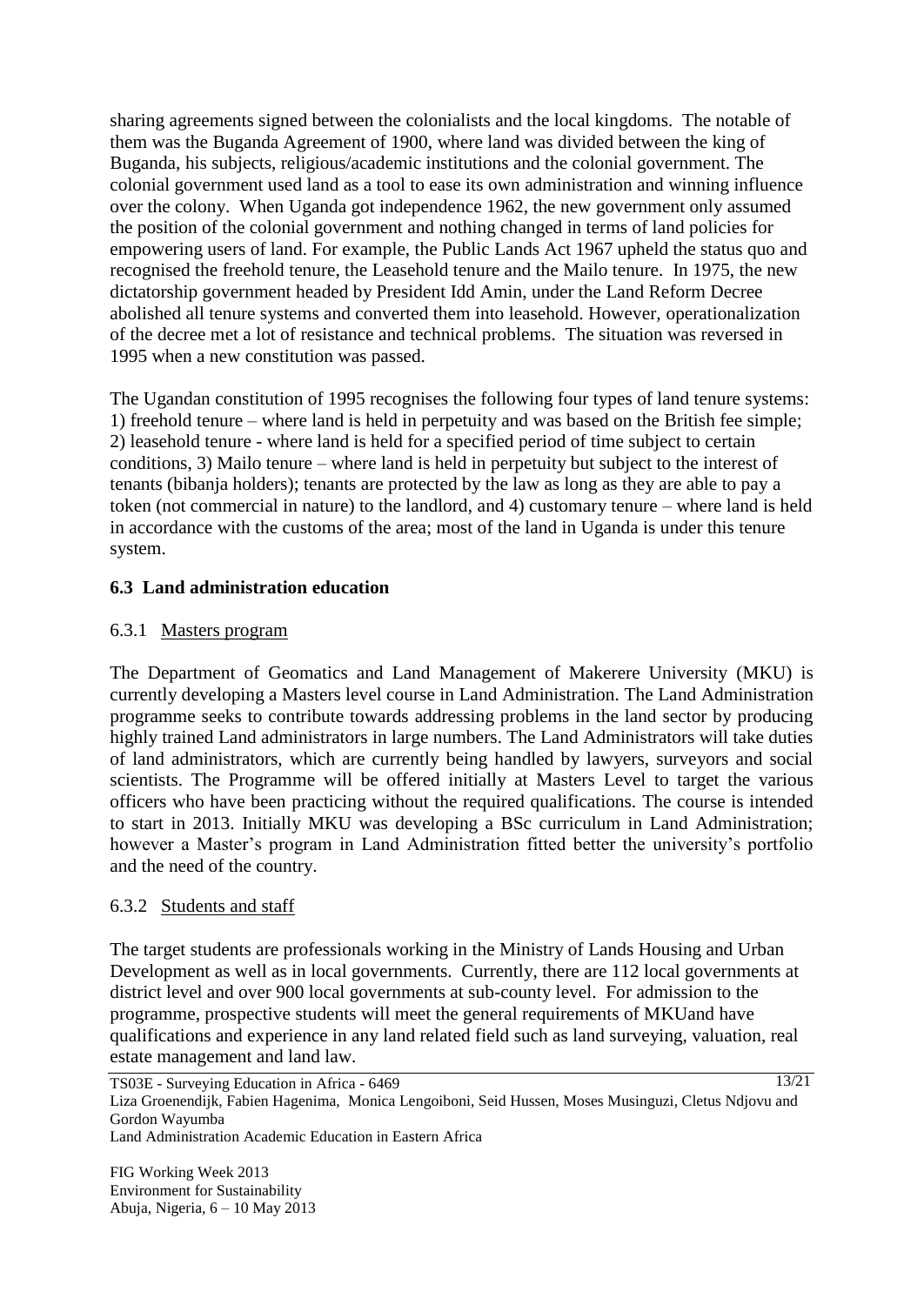sharing agreements signed between the colonialists and the local kingdoms. The notable of them was the Buganda Agreement of 1900, where land was divided between the king of Buganda, his subjects, religious/academic institutions and the colonial government. The colonial government used land as a tool to ease its own administration and winning influence over the colony. When Uganda got independence 1962, the new government only assumed the position of the colonial government and nothing changed in terms of land policies for empowering users of land. For example, the Public Lands Act 1967 upheld the status quo and recognised the freehold tenure, the Leasehold tenure and the Mailo tenure. In 1975, the new dictatorship government headed by President Idd Amin, under the Land Reform Decree abolished all tenure systems and converted them into leasehold. However, operationalization of the decree met a lot of resistance and technical problems. The situation was reversed in 1995 when a new constitution was passed.

The Ugandan constitution of 1995 recognises the following four types of land tenure systems: 1) freehold tenure – where land is held in perpetuity and was based on the British fee simple; 2) leasehold tenure - where land is held for a specified period of time subject to certain conditions, 3) Mailo tenure – where land is held in perpetuity but subject to the interest of tenants (bibanja holders); tenants are protected by the law as long as they are able to pay a token (not commercial in nature) to the landlord, and 4) customary tenure – where land is held in accordance with the customs of the area; most of the land in Uganda is under this tenure system.

### 6.3 Land administration education

#### 6.3.1 Masters program

The Department of Geomatics and Land Management of Makerere University (MKU) is currently developing a Masters level course in Land Administration. The Land Administration programme seeks to contribute towards addressing problems in the land sector by producing highly trained Land administrators in large numbers. The Land Administrators will take duties of land administrators, which are currently being handled by lawyers, surveyors and social scientists. The Programme will be offered initially at Masters Level to target the various officers who have been practicing without the required qualifications. The course is intended to start in 2013. Initially MKU was developing a BSc curriculum in Land Administration; however a Master's program in Land Administration fitted better the university's portfolio and the need of the country.

#### 6.3.2 Students and staff

The target students are professionals working in the Ministry of Lands Housing and Urban Development as well as in local governments. Currently, there are 112 local governments at district level and over 900 local governments at sub-county level. For admission to the programme, prospective students will meet the general requirements of MKUand have qualifications and experience in any land related field such as land surveying, valuation, real estate management and land law.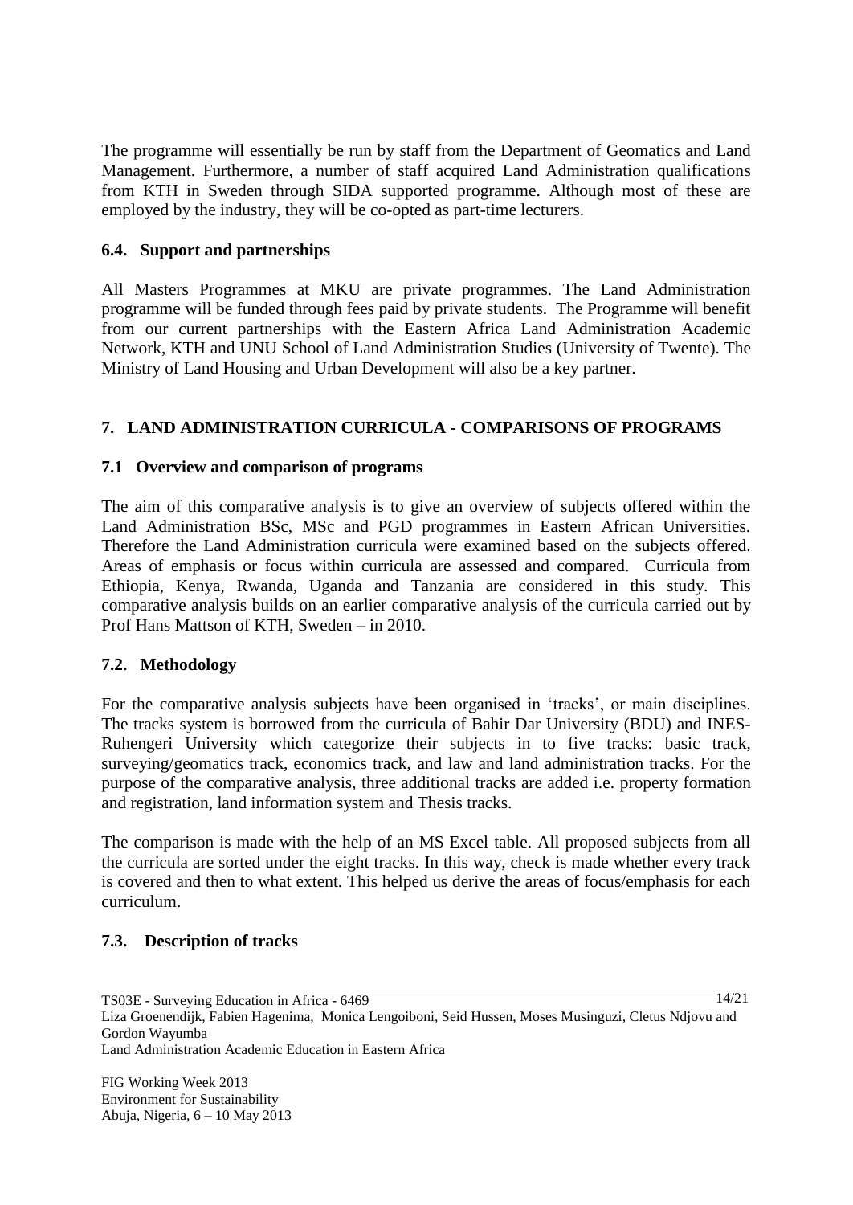The programme will essentially be run by staff from the Department of Geomatics and Land Management. Furthermore, a number of staff acquired Land Administration qualifications from KTH in Sweden through SIDA supported programme. Although most of these are employed by the industry, they will be co-opted as part-time lecturers.

### 6.4. Support and partnerships

All Masters Programmes at MKU are private programmes. The Land Administration programme will be funded through fees paid by private students. The Programme will benefit from our current partnerships with the Eastern Africa Land Administration Academic Network, KTH and UNU School of Land Administration Studies (University of Twente). The Ministry of Land Housing and Urban Development will also be a key partner.

## 7. LAND ADMINISTRATION CURRICULA - COMPARISONS OF PROGRAMS

### 7.1 Overview and comparison of programs

The aim of this comparative analysis is to give an overview of subjects offered within the Land Administration BSc, MSc and PGD programmes in Eastern African Universities. Therefore the Land Administration curricula were examined based on the subjects offered. Areas of emphasis or focus within curricula are assessed and compared. Curricula from Ethiopia, Kenya, Rwanda, Uganda and Tanzania are considered in this study. This comparative analysis builds on an earlier comparative analysis of the curricula carried out by Prof Hans Mattson of KTH, Sweden – in 2010.

### 7.2. Methodology

For the comparative analysis subjects have been organised in 'tracks', or main disciplines. The tracks system is borrowed from the curricula of Bahir Dar University (BDU) and INES-Ruhengeri University which categorize their subjects in to five tracks: basic track, surveying/geomatics track, economics track, and law and land administration tracks. For the purpose of the comparative analysis, three additional tracks are added i.e. property formation and registration, land information system and Thesis tracks.

The comparison is made with the help of an MS Excel table. All proposed subjects from all the curricula are sorted under the eight tracks. In this way, check is made whether every track is covered and then to what extent. This helped us derive the areas of focus/emphasis for each curriculum.

### 7.3. Description of tracks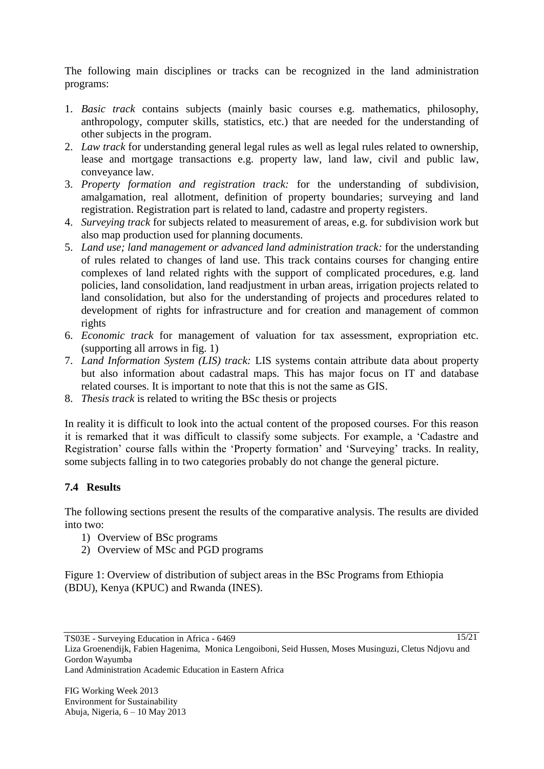The following main disciplines or tracks can be recognized in the land administration programs:

1. *Basic track* contains subjects (mainly basic courses e.g. mathematics, philosophy, anthropology, computer skills, statistics, etc.) that are needed for the understanding of other subjects in the program.
2. *Law track* for understanding general legal rules as well as legal rules related to ownership, lease and mortgage transactions e.g. property law, land law, civil and public law, conveyance law.
3. *Property formation and registration track:* for the understanding of subdivision, amalgamation, real allotment, definition of property boundaries; surveying and land registration. Registration part is related to land, cadastre and property registers.
4. *Surveying track* for subjects related to measurement of areas, e.g. for subdivision work but also map production used for planning documents.
5. *Land use; land management or advanced land administration track:* for the understanding of rules related to changes of land use. This track contains courses for changing entire complexes of land related rights with the support of complicated procedures, e.g. land policies, land consolidation, land readjustment in urban areas, irrigation projects related to land consolidation, but also for the understanding of projects and procedures related to development of rights for infrastructure and for creation and management of common rights
6. *Economic track* for management of valuation for tax assessment, expropriation etc. (supporting all arrows in fig. 1)
7. *Land Information System (LIS) track:* LIS systems contain attribute data about property but also information about cadastral maps. This has major focus on IT and database related courses. It is important to note that this is not the same as GIS.
8. *Thesis track* is related to writing the BSc thesis or projects

In reality it is difficult to look into the actual content of the proposed courses. For this reason it is remarked that it was difficult to classify some subjects. For example, a 'Cadastre and Registration' course falls within the 'Property formation' and 'Surveying' tracks. In reality, some subjects falling in to two categories probably do not change the general picture.

### 7.4 Results

The following sections present the results of the comparative analysis. The results are divided into two:

1) Overview of BSc programs
2) Overview of MSc and PGD programs

Figure 1: Overview of distribution of subject areas in the BSc Programs from Ethiopia (BDU), Kenya (KPUC) and Rwanda (INES).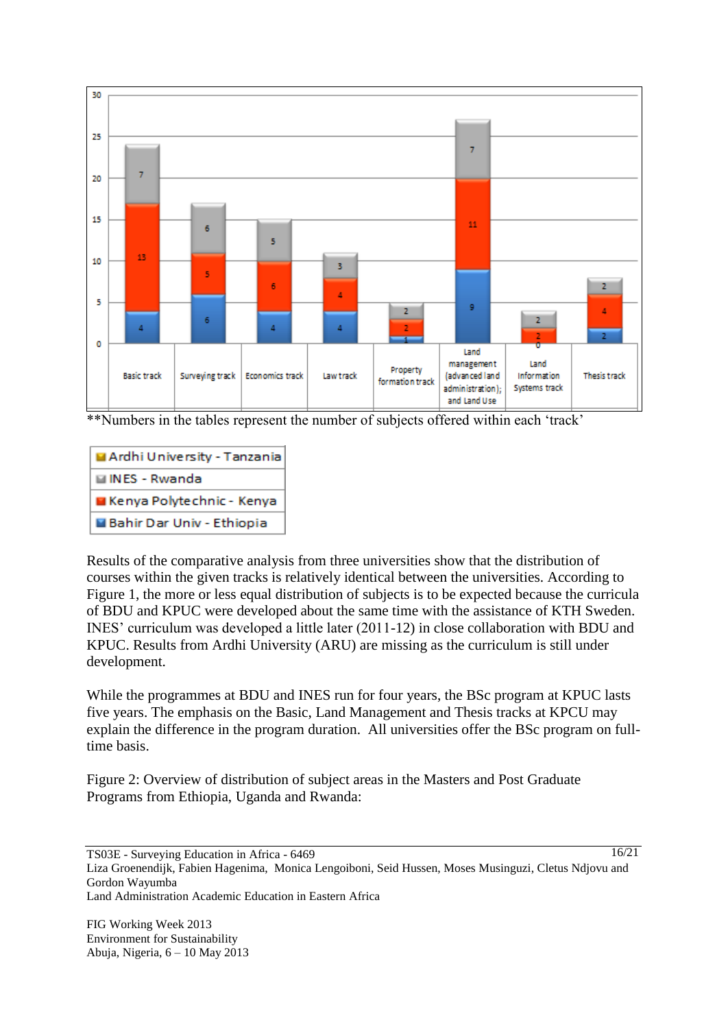30

25

20

15

10

5

0

Basic track: 4, 13, 7

Surveying track: 6, 5, 6

Economics track: 4, 6, 5

Law track: 4, 4, 3

Property formation track: 1, 2, 2

Land management (advanced land administration); and Land Use: 9, 11, 7

Land Information Systems track: 0, 2, 2

Thesis track: 2, 4, 2

**Numbers in the tables represent the number of subjects offered within each 'track'

Ardhi University - Tanzania

INES - Rwanda

Kenya Polytechnic - Kenya

Bahir Dar Univ - Ethiopia

Results of the comparative analysis from three universities show that the distribution of courses within the given tracks is relatively identical between the universities. According to Figure 1, the more or less equal distribution of subjects is to be expected because the curricula of BDU and KPUC were developed about the same time with the assistance of KTH Sweden. INES' curriculum was developed a little later (2011-12) in close collaboration with BDU and KPUC. Results from Ardhi University (ARU) are missing as the curriculum is still under development.

While the programmes at BDU and INES run for four years, the BSc program at KPUC lasts five years. The emphasis on the Basic, Land Management and Thesis tracks at KPCU may explain the difference in the program duration. All universities offer the BSc program on full-time basis.

Figure 2: Overview of distribution of subject areas in the Masters and Post Graduate Programs from Ethiopia, Uganda and Rwanda: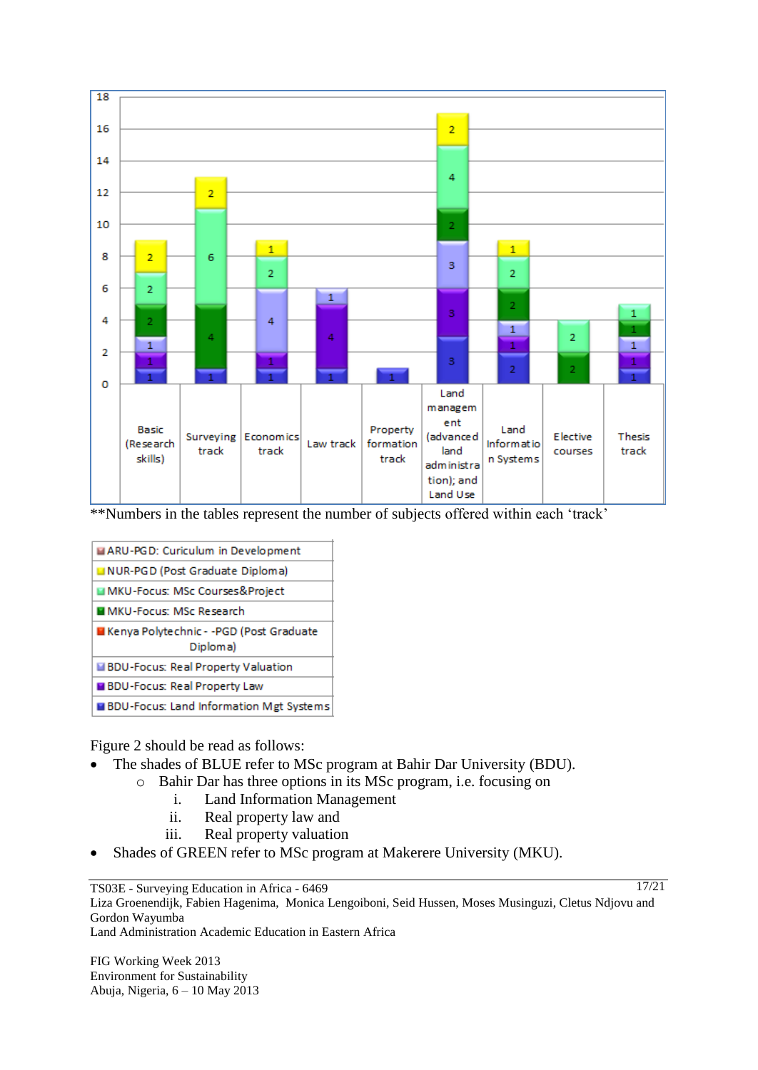18
16
14
12
10
8
6
4
2
0

Basic (Research skills)

Surveying track

Economics track

Law track

Property formation track

Land management (advanced land administration); and Land Use

Land Information Systems

Elective courses

Thesis track

**Numbers in the tables represent the number of subjects offered within each 'track'

ARU-PGD: Curiculum in Development
NUR-PGD (Post Graduate Diploma)
MKU-Focus: MSc Courses&Project
MKU-Focus: MSc Research
Kenya Polytechnic - -PGD (Post Graduate Diploma)
BDU-Focus: Real Property Valuation
BDU-Focus: Real Property Law
BDU-Focus: Land Information Mgt Systems

Figure 2 should be read as follows:

- The shades of BLUE refer to MSc program at Bahir Dar University (BDU).
  - Bahir Dar has three options in its MSc program, i.e. focusing on
    - i. Land Information Management
    - ii. Real property law and
    - iii. Real property valuation
- Shades of GREEN refer to MSc program at Makerere University (MKU).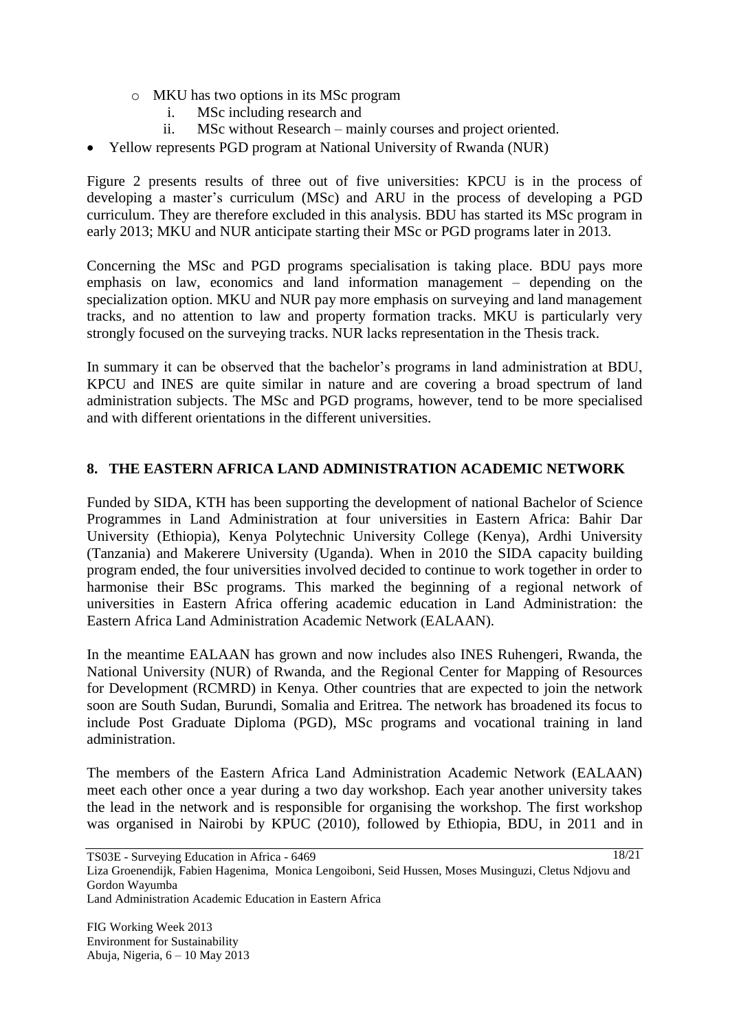- MKU has two options in its MSc program
    1. MSc including research and
    2. MSc without Research – mainly courses and project oriented.
- Yellow represents PGD program at National University of Rwanda (NUR)

Figure 2 presents results of three out of five universities: KPCU is in the process of developing a master's curriculum (MSc) and ARU in the process of developing a PGD curriculum. They are therefore excluded in this analysis. BDU has started its MSc program in early 2013; MKU and NUR anticipate starting their MSc or PGD programs later in 2013.

Concerning the MSc and PGD programs specialisation is taking place. BDU pays more emphasis on law, economics and land information management – depending on the specialization option. MKU and NUR pay more emphasis on surveying and land management tracks, and no attention to law and property formation tracks. MKU is particularly very strongly focused on the surveying tracks. NUR lacks representation in the Thesis track.

In summary it can be observed that the bachelor's programs in land administration at BDU, KPCU and INES are quite similar in nature and are covering a broad spectrum of land administration subjects. The MSc and PGD programs, however, tend to be more specialised and with different orientations in the different universities.

## 8. THE EASTERN AFRICA LAND ADMINISTRATION ACADEMIC NETWORK

Funded by SIDA, KTH has been supporting the development of national Bachelor of Science Programmes in Land Administration at four universities in Eastern Africa: Bahir Dar University (Ethiopia), Kenya Polytechnic University College (Kenya), Ardhi University (Tanzania) and Makerere University (Uganda). When in 2010 the SIDA capacity building program ended, the four universities involved decided to continue to work together in order to harmonise their BSc programs. This marked the beginning of a regional network of universities in Eastern Africa offering academic education in Land Administration: the Eastern Africa Land Administration Academic Network (EALAAN).

In the meantime EALAAN has grown and now includes also INES Ruhengeri, Rwanda, the National University (NUR) of Rwanda, and the Regional Center for Mapping of Resources for Development (RCMRD) in Kenya. Other countries that are expected to join the network soon are South Sudan, Burundi, Somalia and Eritrea. The network has broadened its focus to include Post Graduate Diploma (PGD), MSc programs and vocational training in land administration.

The members of the Eastern Africa Land Administration Academic Network (EALAAN) meet each other once a year during a two day workshop. Each year another university takes the lead in the network and is responsible for organising the workshop. The first workshop was organised in Nairobi by KPUC (2010), followed by Ethiopia, BDU, in 2011 and in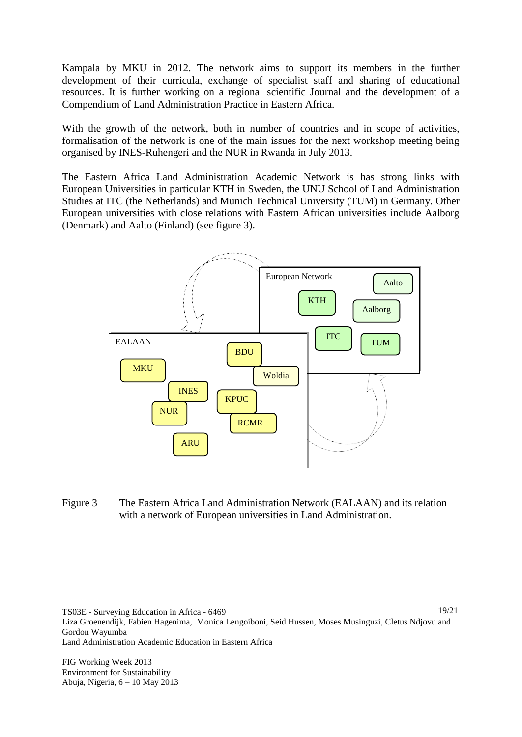Kampala by MKU in 2012. The network aims to support its members in the further development of their curricula, exchange of specialist staff and sharing of educational resources. It is further working on a regional scientific Journal and the development of a Compendium of Land Administration Practice in Eastern Africa.

With the growth of the network, both in number of countries and in scope of activities, formalisation of the network is one of the main issues for the next workshop meeting being organised by INES-Ruhengeri and the NUR in Rwanda in July 2013.

The Eastern Africa Land Administration Academic Network is has strong links with European Universities in particular KTH in Sweden, the UNU School of Land Administration Studies at ITC (the Netherlands) and Munich Technical University (TUM) in Germany. Other European universities with close relations with Eastern African universities include Aalborg (Denmark) and Aalto (Finland) (see figure 3).

European Network
Aalto
KTH
Aalborg
ITC
TUM

EALAAN
BDU
MKU
Woldia
INES
KPUC
NUR
RCMR
ARU

Figure 3 The Eastern Africa Land Administration Network (EALAAN) and its relation with a network of European universities in Land Administration.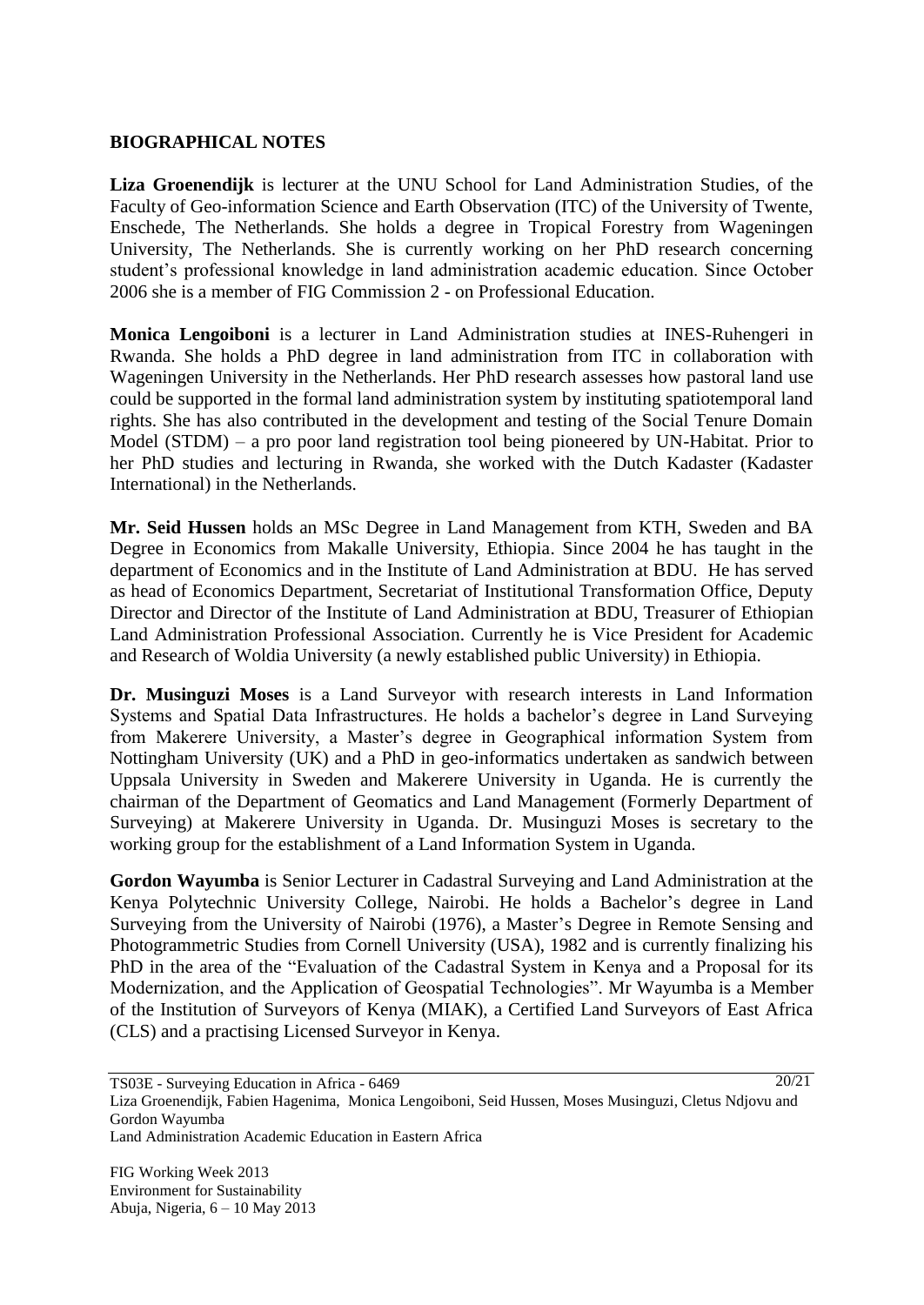## BIOGRAPHICAL NOTES

**Liza Groenendijk** is lecturer at the UNU School for Land Administration Studies, of the Faculty of Geo-information Science and Earth Observation (ITC) of the University of Twente, Enschede, The Netherlands. She holds a degree in Tropical Forestry from Wageningen University, The Netherlands. She is currently working on her PhD research concerning student's professional knowledge in land administration academic education. Since October 2006 she is a member of FIG Commission 2 - on Professional Education.

**Monica Lengoiboni** is a lecturer in Land Administration studies at INES-Ruhengeri in Rwanda. She holds a PhD degree in land administration from ITC in collaboration with Wageningen University in the Netherlands. Her PhD research assesses how pastoral land use could be supported in the formal land administration system by instituting spatiotemporal land rights. She has also contributed in the development and testing of the Social Tenure Domain Model (STDM) – a pro poor land registration tool being pioneered by UN-Habitat. Prior to her PhD studies and lecturing in Rwanda, she worked with the Dutch Kadaster (Kadaster International) in the Netherlands.

**Mr. Seid Hussen** holds an MSc Degree in Land Management from KTH, Sweden and BA Degree in Economics from Makalle University, Ethiopia. Since 2004 he has taught in the department of Economics and in the Institute of Land Administration at BDU. He has served as head of Economics Department, Secretariat of Institutional Transformation Office, Deputy Director and Director of the Institute of Land Administration at BDU, Treasurer of Ethiopian Land Administration Professional Association. Currently he is Vice President for Academic and Research of Woldia University (a newly established public University) in Ethiopia.

**Dr. Musinguzi Moses** is a Land Surveyor with research interests in Land Information Systems and Spatial Data Infrastructures. He holds a bachelor's degree in Land Surveying from Makerere University, a Master's degree in Geographical information System from Nottingham University (UK) and a PhD in geo-informatics undertaken as sandwich between Uppsala University in Sweden and Makerere University in Uganda. He is currently the chairman of the Department of Geomatics and Land Management (Formerly Department of Surveying) at Makerere University in Uganda. Dr. Musinguzi Moses is secretary to the working group for the establishment of a Land Information System in Uganda.

**Gordon Wayumba** is Senior Lecturer in Cadastral Surveying and Land Administration at the Kenya Polytechnic University College, Nairobi. He holds a Bachelor's degree in Land Surveying from the University of Nairobi (1976), a Master's Degree in Remote Sensing and Photogrammetric Studies from Cornell University (USA), 1982 and is currently finalizing his PhD in the area of the "Evaluation of the Cadastral System in Kenya and a Proposal for its Modernization, and the Application of Geospatial Technologies". Mr Wayumba is a Member of the Institution of Surveyors of Kenya (MIAK), a Certified Land Surveyors of East Africa (CLS) and a practising Licensed Surveyor in Kenya.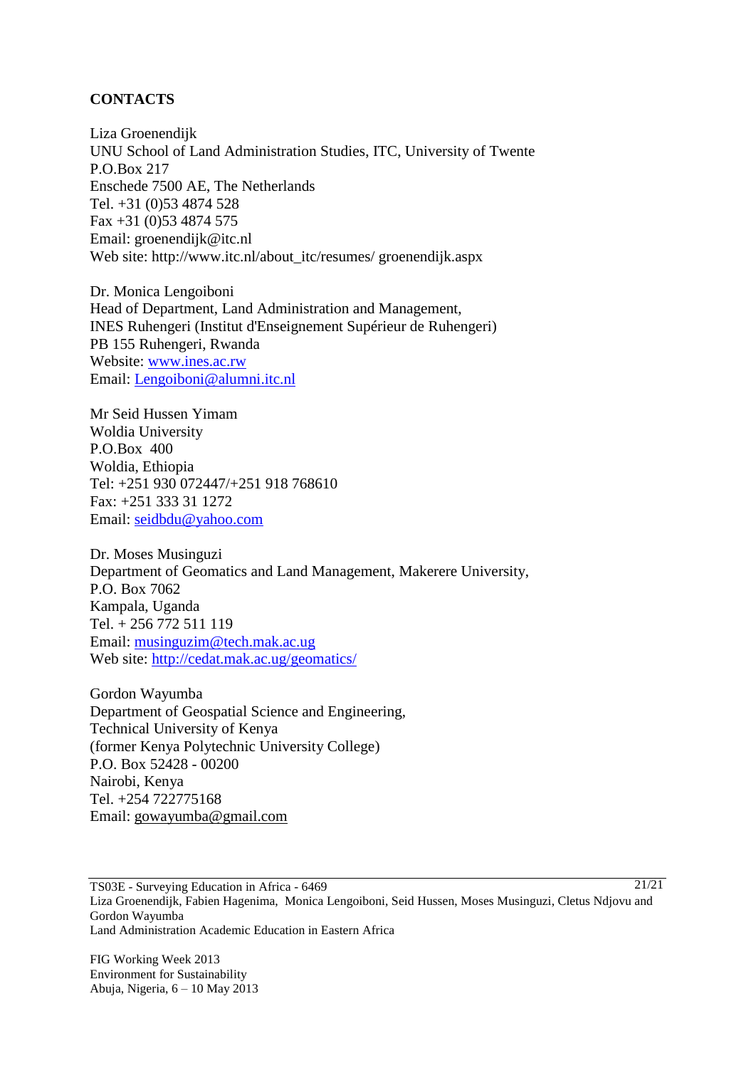## CONTACTS

Liza Groenendijk
UNU School of Land Administration Studies, ITC, University of Twente
P.O.Box 217
Enschede 7500 AE, The Netherlands
Tel. +31 (0)53 4874 528
Fax +31 (0)53 4874 575
Email: groenendijk@itc.nl
Web site: http://www.itc.nl/about_itc/resumes/ groenendijk.aspx

Dr. Monica Lengoiboni
Head of Department, Land Administration and Management,
INES Ruhengeri (Institut d'Enseignement Supérieur de Ruhengeri)
PB 155 Ruhengeri, Rwanda
Website: www.ines.ac.rw
Email: Lengoiboni@alumni.itc.nl

Mr Seid Hussen Yimam
Woldia University
P.O.Box 400
Woldia, Ethiopia
Tel: +251 930 072447/+251 918 768610
Fax: +251 333 31 1272
Email: seidbdu@yahoo.com

Dr. Moses Musinguzi
Department of Geomatics and Land Management, Makerere University,
P.O. Box 7062
Kampala, Uganda
Tel. + 256 772 511 119
Email: musinguzim@tech.mak.ac.ug
Web site: http://cedat.mak.ac.ug/geomatics/

Gordon Wayumba
Department of Geospatial Science and Engineering,
Technical University of Kenya
(former Kenya Polytechnic University College)
P.O. Box 52428 - 00200
Nairobi, Kenya
Tel. +254 722775168
Email: gowayumba@gmail.com